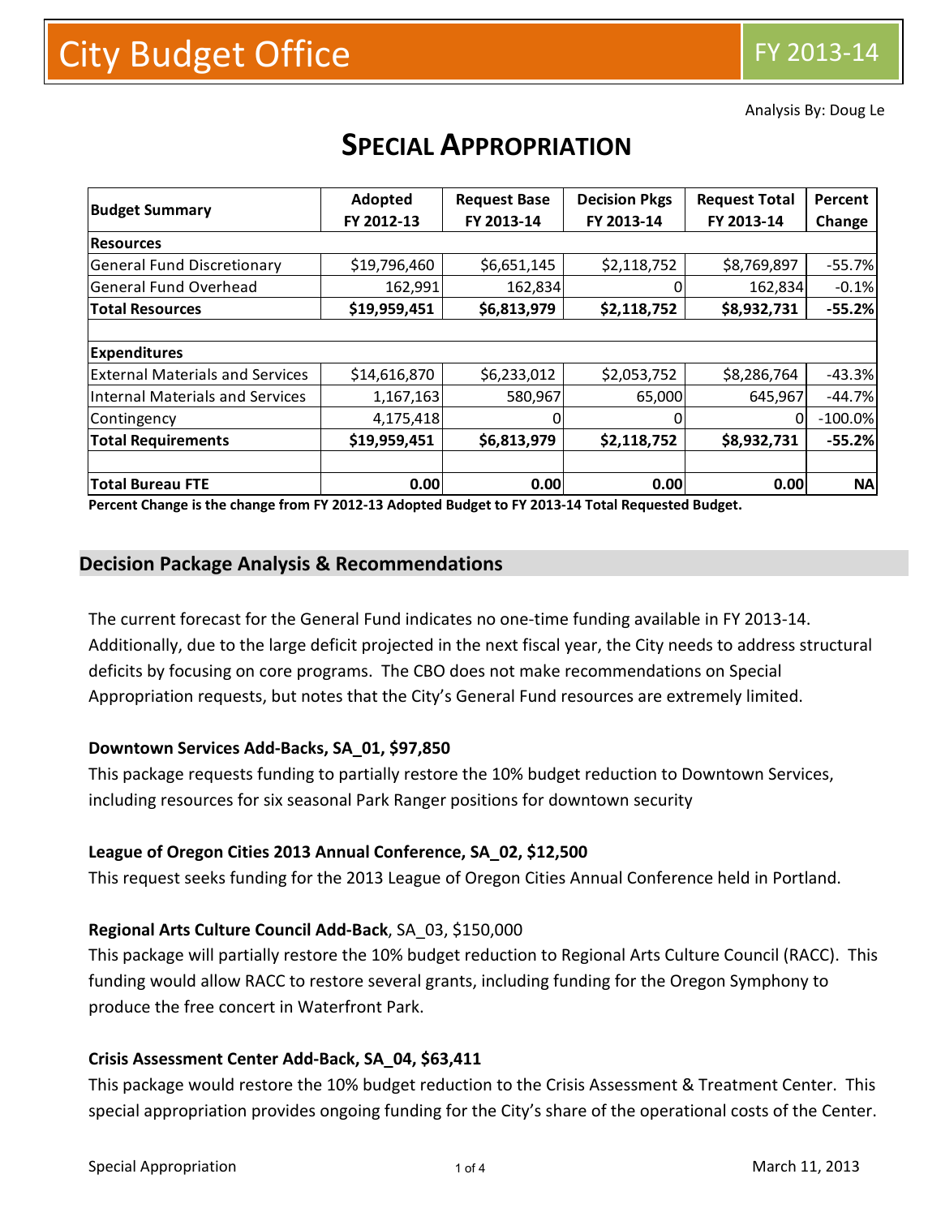# City Budget Office

FY 2013-14

Analysis By: Doug Le

# SPECIAL APPROPRIATION

| Budget Summary | Adopted FY 2012-13 | Request Base FY 2013-14 | Decision Pkgs FY 2013-14 | Request Total FY 2013-14 | Percent Change |
|---|---|---|---|---|---|
| **Resources** | | | | | |
| General Fund Discretionary | $19,796,460 | $6,651,145 | $2,118,752 | $8,769,897 | -55.7% |
| General Fund Overhead | 162,991 | 162,834 | 0 | 162,834 | -0.1% |
| **Total Resources** | **$19,959,451** | **$6,813,979** | **$2,118,752** | **$8,932,731** | **-55.2%** |
| | | | | | |
| **Expenditures** | | | | | |
| External Materials and Services | $14,616,870 | $6,233,012 | $2,053,752 | $8,286,764 | -43.3% |
| Internal Materials and Services | 1,167,163 | 580,967 | 65,000 | 645,967 | -44.7% |
| Contingency | 4,175,418 | 0 | 0 | 0 | -100.0% |
| **Total Requirements** | **$19,959,451** | **$6,813,979** | **$2,118,752** | **$8,932,731** | **-55.2%** |
| | | | | | |
| **Total Bureau FTE** | **0.00** | **0.00** | **0.00** | **0.00** | **NA** |

**Percent Change is the change from FY 2012-13 Adopted Budget to FY 2013-14 Total Requested Budget.**

## Decision Package Analysis & Recommendations

The current forecast for the General Fund indicates no one-time funding available in FY 2013-14. Additionally, due to the large deficit projected in the next fiscal year, the City needs to address structural deficits by focusing on core programs. The CBO does not make recommendations on Special Appropriation requests, but notes that the City's General Fund resources are extremely limited.

**Downtown Services Add-Backs, SA_01, $97,850**

This package requests funding to partially restore the 10% budget reduction to Downtown Services, including resources for six seasonal Park Ranger positions for downtown security

**League of Oregon Cities 2013 Annual Conference, SA_02, $12,500**

This request seeks funding for the 2013 League of Oregon Cities Annual Conference held in Portland.

**Regional Arts Culture Council Add-Back**, SA_03, $150,000

This package will partially restore the 10% budget reduction to Regional Arts Culture Council (RACC). This funding would allow RACC to restore several grants, including funding for the Oregon Symphony to produce the free concert in Waterfront Park.

**Crisis Assessment Center Add-Back, SA_04, $63,411**

This package would restore the 10% budget reduction to the Crisis Assessment & Treatment Center. This special appropriation provides ongoing funding for the City's share of the operational costs of the Center.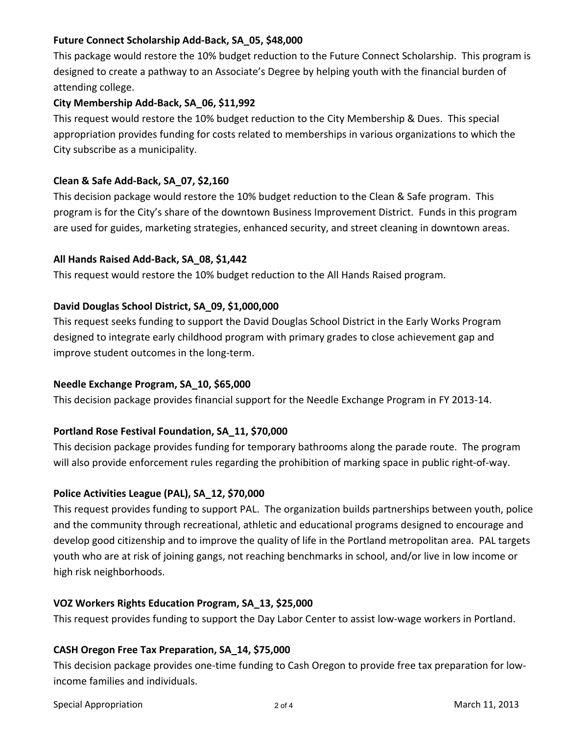**Future Connect Scholarship Add-Back, SA_05, $48,000**

This package would restore the 10% budget reduction to the Future Connect Scholarship. This program is designed to create a pathway to an Associate's Degree by helping youth with the financial burden of attending college.

**City Membership Add-Back, SA_06, $11,992**

This request would restore the 10% budget reduction to the City Membership & Dues. This special appropriation provides funding for costs related to memberships in various organizations to which the City subscribe as a municipality.

**Clean & Safe Add-Back, SA_07, $2,160**

This decision package would restore the 10% budget reduction to the Clean & Safe program. This program is for the City's share of the downtown Business Improvement District. Funds in this program are used for guides, marketing strategies, enhanced security, and street cleaning in downtown areas.

**All Hands Raised Add-Back, SA_08, $1,442**

This request would restore the 10% budget reduction to the All Hands Raised program.

**David Douglas School District, SA_09, $1,000,000**

This request seeks funding to support the David Douglas School District in the Early Works Program designed to integrate early childhood program with primary grades to close achievement gap and improve student outcomes in the long-term.

**Needle Exchange Program, SA_10, $65,000**

This decision package provides financial support for the Needle Exchange Program in FY 2013-14.

**Portland Rose Festival Foundation, SA_11, $70,000**

This decision package provides funding for temporary bathrooms along the parade route. The program will also provide enforcement rules regarding the prohibition of marking space in public right-of-way.

**Police Activities League (PAL), SA_12, $70,000**

This request provides funding to support PAL. The organization builds partnerships between youth, police and the community through recreational, athletic and educational programs designed to encourage and develop good citizenship and to improve the quality of life in the Portland metropolitan area. PAL targets youth who are at risk of joining gangs, not reaching benchmarks in school, and/or live in low income or high risk neighborhoods.

**VOZ Workers Rights Education Program, SA_13, $25,000**

This request provides funding to support the Day Labor Center to assist low-wage workers in Portland.

**CASH Oregon Free Tax Preparation, SA_14, $75,000**

This decision package provides one-time funding to Cash Oregon to provide free tax preparation for low-income families and individuals.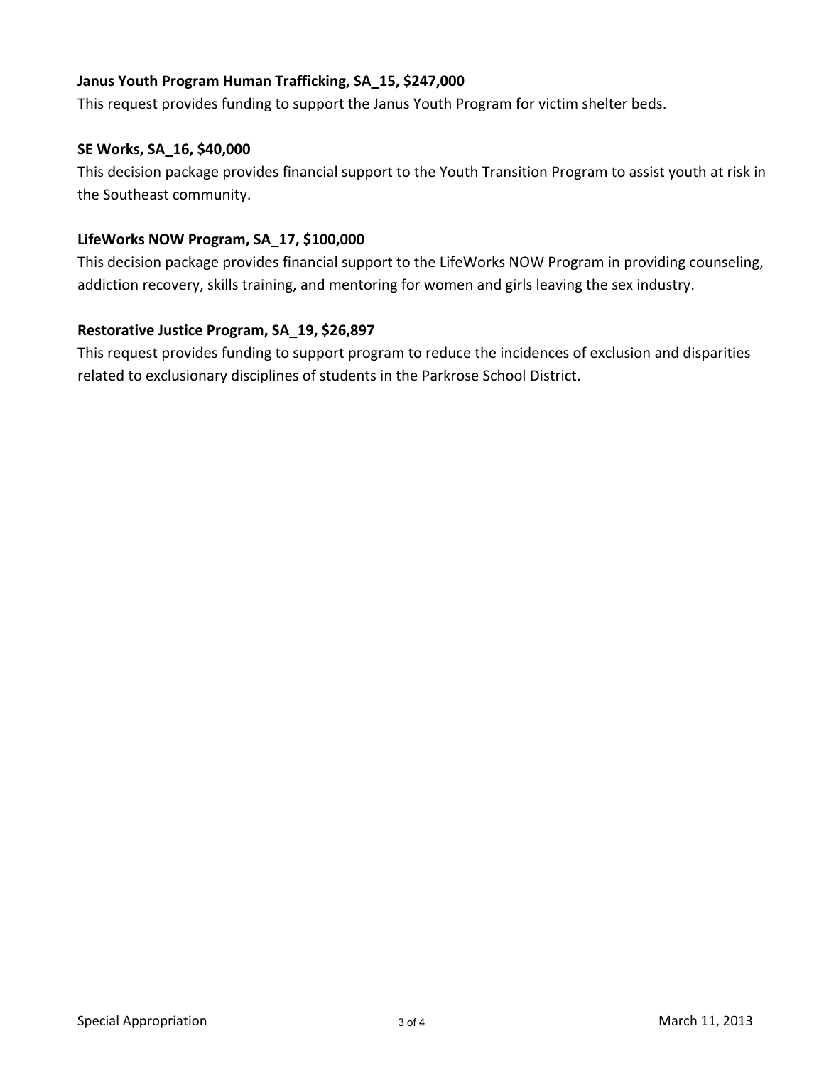**Janus Youth Program Human Trafficking, SA_15, $247,000**

This request provides funding to support the Janus Youth Program for victim shelter beds.

**SE Works, SA_16, $40,000**

This decision package provides financial support to the Youth Transition Program to assist youth at risk in the Southeast community.

**LifeWorks NOW Program, SA_17, $100,000**

This decision package provides financial support to the LifeWorks NOW Program in providing counseling, addiction recovery, skills training, and mentoring for women and girls leaving the sex industry.

**Restorative Justice Program, SA_19, $26,897**

This request provides funding to support program to reduce the incidences of exclusion and disparities related to exclusionary disciplines of students in the Parkrose School District.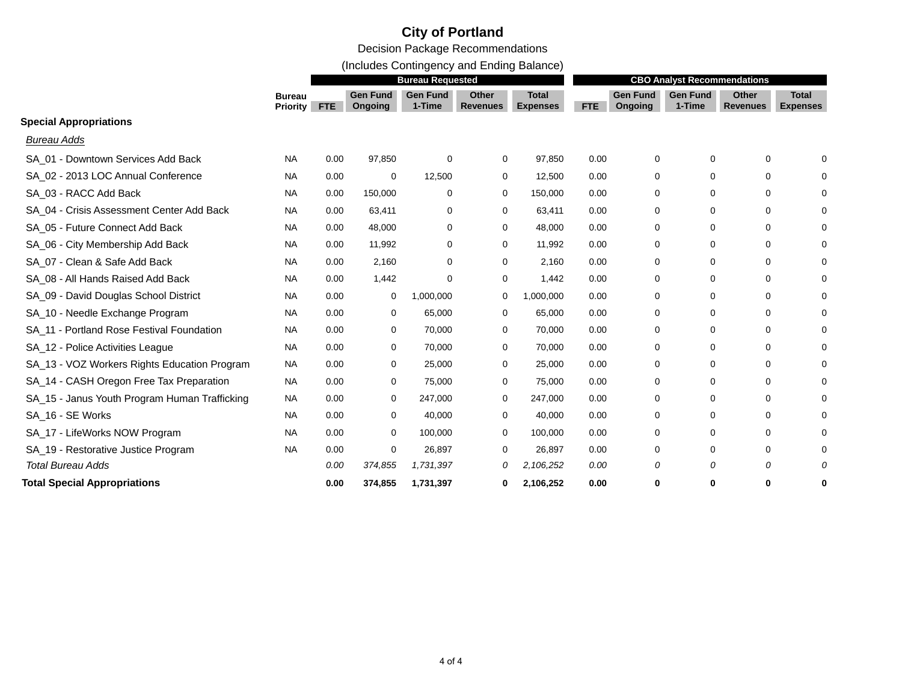# City of Portland

Decision Package Recommendations

(Includes Contingency and Ending Balance)

| | | Bureau Requested | | | | | CBO Analyst Recommendations | | | | |
|---|---|---|---|---|---|---|---|---|---|---|---|
| | Bureau Priority | FTE | Gen Fund Ongoing | Gen Fund 1-Time | Other Revenues | Total Expenses | FTE | Gen Fund Ongoing | Gen Fund 1-Time | Other Revenues | Total Expenses |
| **Special Appropriations** | | | | | | | | | | | |
| *Bureau Adds* | | | | | | | | | | | |
| SA_01 - Downtown Services Add Back | NA | 0.00 | 97,850 | 0 | 0 | 97,850 | 0.00 | 0 | 0 | 0 | 0 |
| SA_02 - 2013 LOC Annual Conference | NA | 0.00 | 0 | 12,500 | 0 | 12,500 | 0.00 | 0 | 0 | 0 | 0 |
| SA_03 - RACC Add Back | NA | 0.00 | 150,000 | 0 | 0 | 150,000 | 0.00 | 0 | 0 | 0 | 0 |
| SA_04 - Crisis Assessment Center Add Back | NA | 0.00 | 63,411 | 0 | 0 | 63,411 | 0.00 | 0 | 0 | 0 | 0 |
| SA_05 - Future Connect Add Back | NA | 0.00 | 48,000 | 0 | 0 | 48,000 | 0.00 | 0 | 0 | 0 | 0 |
| SA_06 - City Membership Add Back | NA | 0.00 | 11,992 | 0 | 0 | 11,992 | 0.00 | 0 | 0 | 0 | 0 |
| SA_07 - Clean & Safe Add Back | NA | 0.00 | 2,160 | 0 | 0 | 2,160 | 0.00 | 0 | 0 | 0 | 0 |
| SA_08 - All Hands Raised Add Back | NA | 0.00 | 1,442 | 0 | 0 | 1,442 | 0.00 | 0 | 0 | 0 | 0 |
| SA_09 - David Douglas School District | NA | 0.00 | 0 | 1,000,000 | 0 | 1,000,000 | 0.00 | 0 | 0 | 0 | 0 |
| SA_10 - Needle Exchange Program | NA | 0.00 | 0 | 65,000 | 0 | 65,000 | 0.00 | 0 | 0 | 0 | 0 |
| SA_11 - Portland Rose Festival Foundation | NA | 0.00 | 0 | 70,000 | 0 | 70,000 | 0.00 | 0 | 0 | 0 | 0 |
| SA_12 - Police Activities League | NA | 0.00 | 0 | 70,000 | 0 | 70,000 | 0.00 | 0 | 0 | 0 | 0 |
| SA_13 - VOZ Workers Rights Education Program | NA | 0.00 | 0 | 25,000 | 0 | 25,000 | 0.00 | 0 | 0 | 0 | 0 |
| SA_14 - CASH Oregon Free Tax Preparation | NA | 0.00 | 0 | 75,000 | 0 | 75,000 | 0.00 | 0 | 0 | 0 | 0 |
| SA_15 - Janus Youth Program Human Trafficking | NA | 0.00 | 0 | 247,000 | 0 | 247,000 | 0.00 | 0 | 0 | 0 | 0 |
| SA_16 - SE Works | NA | 0.00 | 0 | 40,000 | 0 | 40,000 | 0.00 | 0 | 0 | 0 | 0 |
| SA_17 - LifeWorks NOW Program | NA | 0.00 | 0 | 100,000 | 0 | 100,000 | 0.00 | 0 | 0 | 0 | 0 |
| SA_19 - Restorative Justice Program | NA | 0.00 | 0 | 26,897 | 0 | 26,897 | 0.00 | 0 | 0 | 0 | 0 |
| *Total Bureau Adds* | | *0.00* | *374,855* | *1,731,397* | *0* | *2,106,252* | *0.00* | *0* | *0* | *0* | *0* |
| **Total Special Appropriations** | | **0.00** | **374,855** | **1,731,397** | **0** | **2,106,252** | **0.00** | **0** | **0** | **0** | **0** |